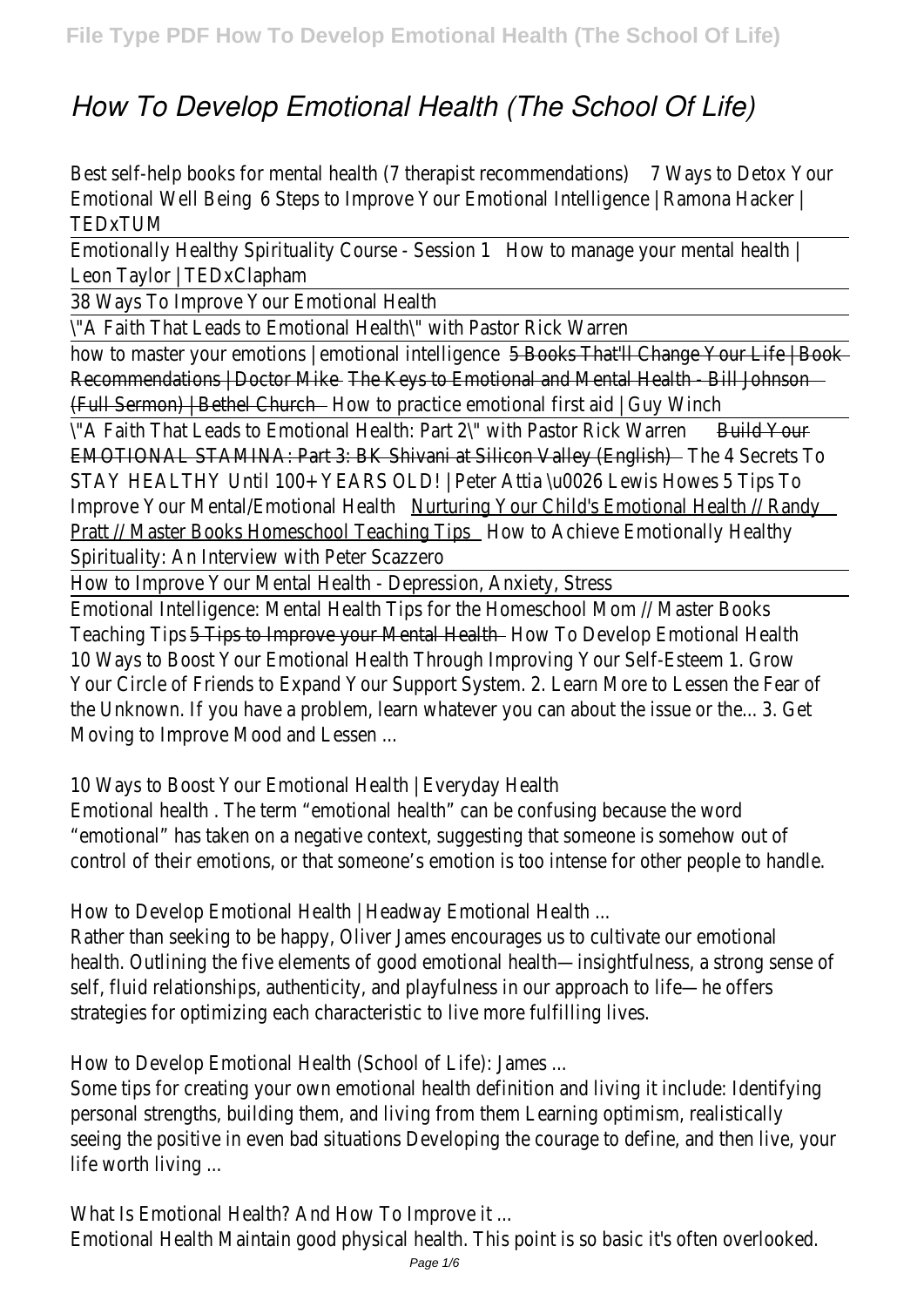# *How To Develop Emotional Health (The School Of Life)*

Best self-help books for mental health (7 therapist recommendations) 7 Ways to Detox Your Emotional Well Being 6 Steps to Improve Your Emotional Intelligence | Ramona Hacker | TEDxTUM

Emotionally Healthy Spirituality Course - Session 1 How to manage your mental health | Leon Taylor | TEDxClapham

38 Ways To Improve Your Emotional Health

"A Faith That Leads to Emotional Health" with Pastor Rick Warren

how to master your emotions | emotional intelligence 5 Books That'll Change Your Life | Book Recommendations | Doctor Mike The Keys to Emotional and Mental Health - Bill Johnson (Full Sermon) | Bethel Church How to practice emotional first aid | Guy Winch

"A Faith That Leads to Emotional Health: Part 2" with Pastor Rick Warren Build Your EMOTIONAL STAMINA: Part 3: BK Shivani at Silicon Valley (English) The 4 Secrets To STAY HEALTHY Until 100+ YEARS OLD! | Peter Attia \u0026 Lewis Howes 5 Tips To Improve Your Mental/Emotional Health Nurturing Your Child's Emotional Health // Randy Pratt // Master Books Homeschool Teaching Tips How to Achieve Emotionally Healthy Spirituality: An Interview with Peter Scazzero

How to Improve Your Mental Health - Depression, Anxiety, Stress

Emotional Intelligence: Mental Health Tips for the Homeschool Mom // Master Books Teaching Tips 5 Tips to Improve your Mental Health How To Develop Emotional Health 10 Ways to Boost Your Emotional Health Through Improving Your Self-Esteem 1. Grow Your Circle of Friends to Expand Your Support System. 2. Learn More to Lessen the Fear of the Unknown. If you have a problem, learn whatever you can about the issue or the... 3. Get Moving to Improve Mood and Lessen ...

10 Ways to Boost Your Emotional Health | Everyday Health

Emotional health . The term "emotional health" can be confusing because the word "emotional" has taken on a negative context, suggesting that someone is somehow out of control of their emotions, or that someone's emotion is too intense for other people to handle.

How to Develop Emotional Health | Headway Emotional Health ...

Rather than seeking to be happy, Oliver James encourages us to cultivate our emotional health. Outlining the five elements of good emotional health—insightfulness, a strong sense of self, fluid relationships, authenticity, and playfulness in our approach to life—he offers strategies for optimizing each characteristic to live more fulfilling lives.

How to Develop Emotional Health (School of Life): James ...

Some tips for creating your own emotional health definition and living it include: Identifying personal strengths, building them, and living from them Learning optimism, realistically seeing the positive in even bad situations Developing the courage to define, and then live, your life worth living ...

What Is Emotional Health? And How To Improve it ...

Emotional Health Maintain good physical health. This point is so basic it's often overlooked.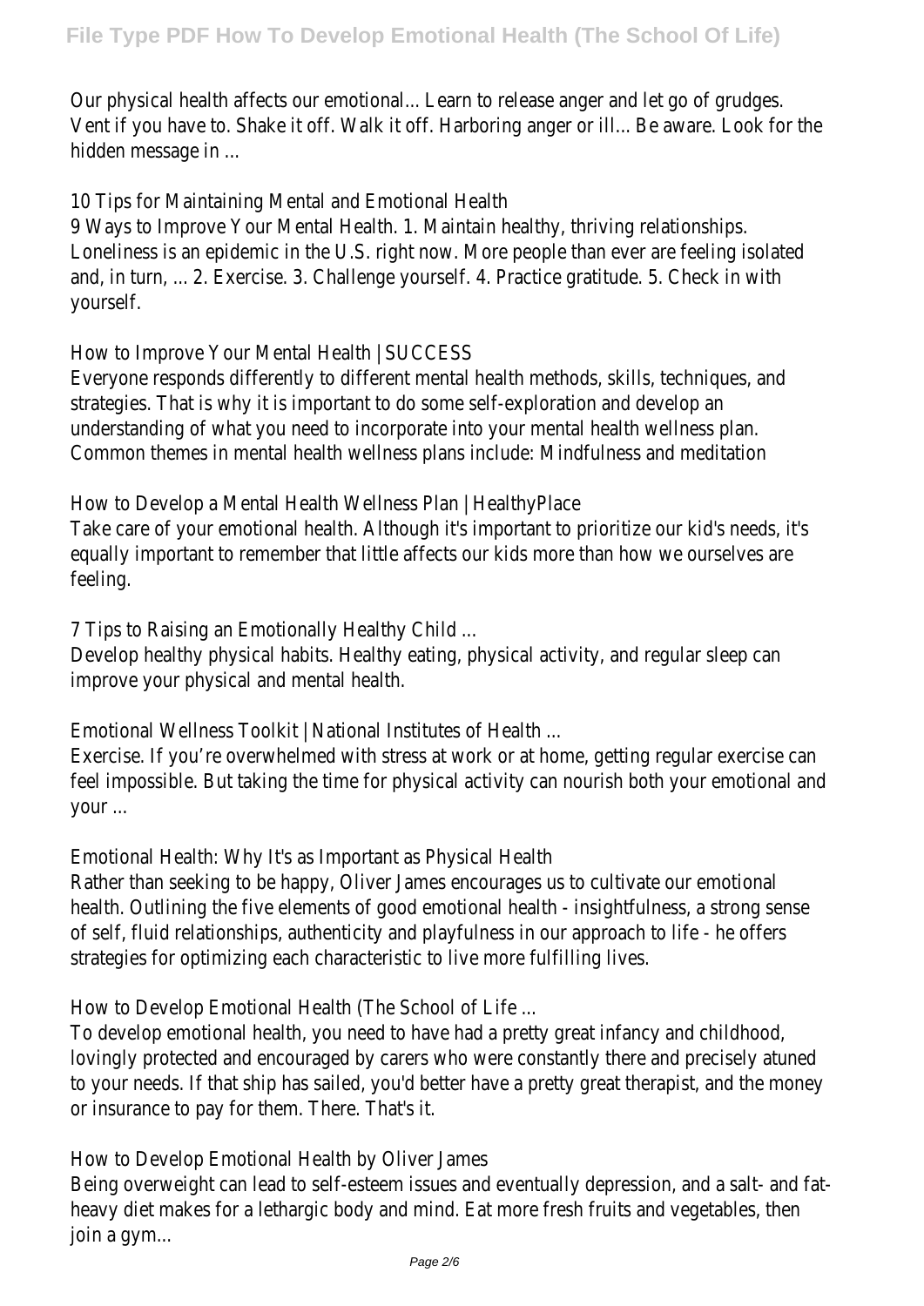Our physical health affects our emotional... Learn to release anger and let go of grudges. Vent if you have to. Shake it off. Walk it off. Harboring anger or ill... Be aware. Look for the hidden message in ...

10 Tips for Maintaining Mental and Emotional Health

9 Ways to Improve Your Mental Health. 1. Maintain healthy, thriving relationships. Loneliness is an epidemic in the U.S. right now. More people than ever are feeling isolated and, in turn, ... 2. Exercise. 3. Challenge yourself. 4. Practice gratitude. 5. Check in with yourself.

How to Improve Your Mental Health | SUCCESS

Everyone responds differently to different mental health methods, skills, techniques, and strategies. That is why it is important to do some self-exploration and develop an understanding of what you need to incorporate into your mental health wellness plan. Common themes in mental health wellness plans include: Mindfulness and meditation

How to Develop a Mental Health Wellness Plan | HealthyPlace

Take care of your emotional health. Although it's important to prioritize our kid's needs, it's equally important to remember that little affects our kids more than how we ourselves are feeling.

7 Tips to Raising an Emotionally Healthy Child ...

Develop healthy physical habits. Healthy eating, physical activity, and regular sleep can improve your physical and mental health.

Emotional Wellness Toolkit | National Institutes of Health ...

Exercise. If you're overwhelmed with stress at work or at home, getting regular exercise can feel impossible. But taking the time for physical activity can nourish both your emotional and your ...

Emotional Health: Why It's as Important as Physical Health

Rather than seeking to be happy, Oliver James encourages us to cultivate our emotional health. Outlining the five elements of good emotional health - insightfulness, a strong sense of self, fluid relationships, authenticity and playfulness in our approach to life - he offers strategies for optimizing each characteristic to live more fulfilling lives.

How to Develop Emotional Health (The School of Life ...

To develop emotional health, you need to have had a pretty great infancy and childhood, lovingly protected and encouraged by carers who were constantly there and precisely atuned to your needs. If that ship has sailed, you'd better have a pretty great therapist, and the money or insurance to pay for them. There. That's it.

How to Develop Emotional Health by Oliver James

Being overweight can lead to self-esteem issues and eventually depression, and a salt- and fat-heavy diet makes for a lethargic body and mind. Eat more fresh fruits and vegetables, then join a gym...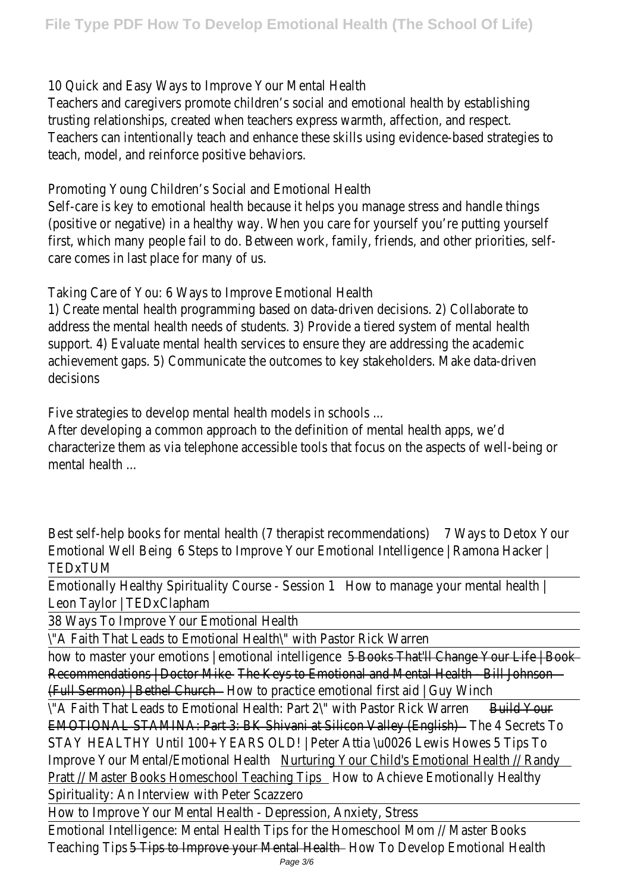10 Quick and Easy Ways to Improve Your Mental Health

Teachers and caregivers promote children's social and emotional health by establishing trusting relationships, created when teachers express warmth, affection, and respect. Teachers can intentionally teach and enhance these skills using evidence-based strategies to teach, model, and reinforce positive behaviors.

Promoting Young Children's Social and Emotional Health

Self-care is key to emotional health because it helps you manage stress and handle things (positive or negative) in a healthy way. When you care for yourself you're putting yourself first, which many people fail to do. Between work, family, friends, and other priorities, self-care comes in last place for many of us.

Taking Care of You: 6 Ways to Improve Emotional Health

1) Create mental health programming based on data-driven decisions. 2) Collaborate to address the mental health needs of students. 3) Provide a tiered system of mental health support. 4) Evaluate mental health services to ensure they are addressing the academic achievement gaps. 5) Communicate the outcomes to key stakeholders. Make data-driven decisions

Five strategies to develop mental health models in schools ...

After developing a common approach to the definition of mental health apps, we'd characterize them as via telephone accessible tools that focus on the aspects of well-being or mental health ...

Best self-help books for mental health (7 therapist recommendations) 7 Ways to Detox Your Emotional Well Being 6 Steps to Improve Your Emotional Intelligence | Ramona Hacker | TEDxTUM

Emotionally Healthy Spirituality Course - Session 1 How to manage your mental health | Leon Taylor | TEDxClapham

38 Ways To Improve Your Emotional Health

\"A Faith That Leads to Emotional Health\" with Pastor Rick Warren

how to master your emotions | emotional intelligence 5 Books That'll Change Your Life | Book Recommendations | Doctor Mike The Keys to Emotional and Mental Health - Bill Johnson (Full Sermon) | Bethel Church How to practice emotional first aid | Guy Winch

\"A Faith That Leads to Emotional Health: Part 2\" with Pastor Rick Warren Build Your EMOTIONAL STAMINA: Part 3: BK Shivani at Silicon Valley (English) The 4 Secrets To STAY HEALTHY Until 100+ YEARS OLD! | Peter Attia \u0026 Lewis Howes 5 Tips To Improve Your Mental/Emotional Health Nurturing Your Child's Emotional Health // Randy Pratt // Master Books Homeschool Teaching Tips How to Achieve Emotionally Healthy Spirituality: An Interview with Peter Scazzero

How to Improve Your Mental Health - Depression, Anxiety, Stress

Emotional Intelligence: Mental Health Tips for the Homeschool Mom // Master Books Teaching Tips 5 Tips to Improve your Mental Health How To Develop Emotional Health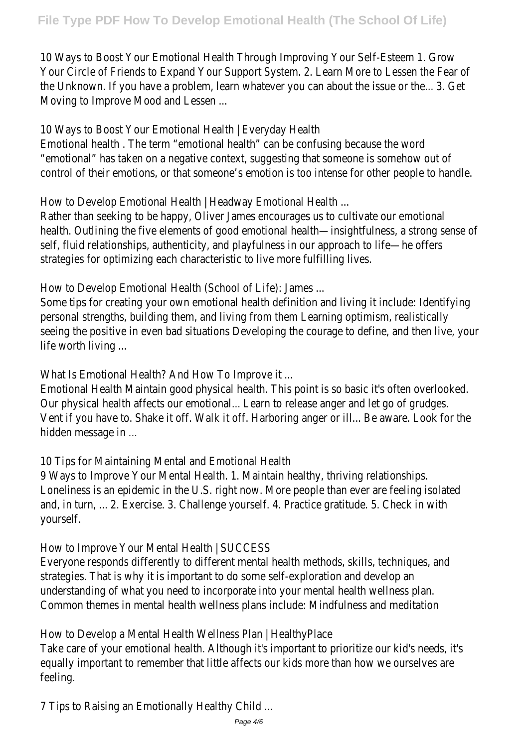10 Ways to Boost Your Emotional Health Through Improving Your Self-Esteem 1. Grow Your Circle of Friends to Expand Your Support System. 2. Learn More to Lessen the Fear of the Unknown. If you have a problem, learn whatever you can about the issue or the... 3. Get Moving to Improve Mood and Lessen ...

10 Ways to Boost Your Emotional Health | Everyday Health

Emotional health . The term "emotional health" can be confusing because the word "emotional" has taken on a negative context, suggesting that someone is somehow out of control of their emotions, or that someone's emotion is too intense for other people to handle.

How to Develop Emotional Health | Headway Emotional Health ...

Rather than seeking to be happy, Oliver James encourages us to cultivate our emotional health. Outlining the five elements of good emotional health—insightfulness, a strong sense of self, fluid relationships, authenticity, and playfulness in our approach to life—he offers strategies for optimizing each characteristic to live more fulfilling lives.

How to Develop Emotional Health (School of Life): James ...

Some tips for creating your own emotional health definition and living it include: Identifying personal strengths, building them, and living from them Learning optimism, realistically seeing the positive in even bad situations Developing the courage to define, and then live, your life worth living ...

What Is Emotional Health? And How To Improve it ...

Emotional Health Maintain good physical health. This point is so basic it's often overlooked. Our physical health affects our emotional... Learn to release anger and let go of grudges. Vent if you have to. Shake it off. Walk it off. Harboring anger or ill... Be aware. Look for the hidden message in ...

10 Tips for Maintaining Mental and Emotional Health

9 Ways to Improve Your Mental Health. 1. Maintain healthy, thriving relationships. Loneliness is an epidemic in the U.S. right now. More people than ever are feeling isolated and, in turn, ... 2. Exercise. 3. Challenge yourself. 4. Practice gratitude. 5. Check in with yourself.

How to Improve Your Mental Health | SUCCESS

Everyone responds differently to different mental health methods, skills, techniques, and strategies. That is why it is important to do some self-exploration and develop an understanding of what you need to incorporate into your mental health wellness plan. Common themes in mental health wellness plans include: Mindfulness and meditation

How to Develop a Mental Health Wellness Plan | HealthyPlace

Take care of your emotional health. Although it's important to prioritize our kid's needs, it's equally important to remember that little affects our kids more than how we ourselves are feeling.

7 Tips to Raising an Emotionally Healthy Child ...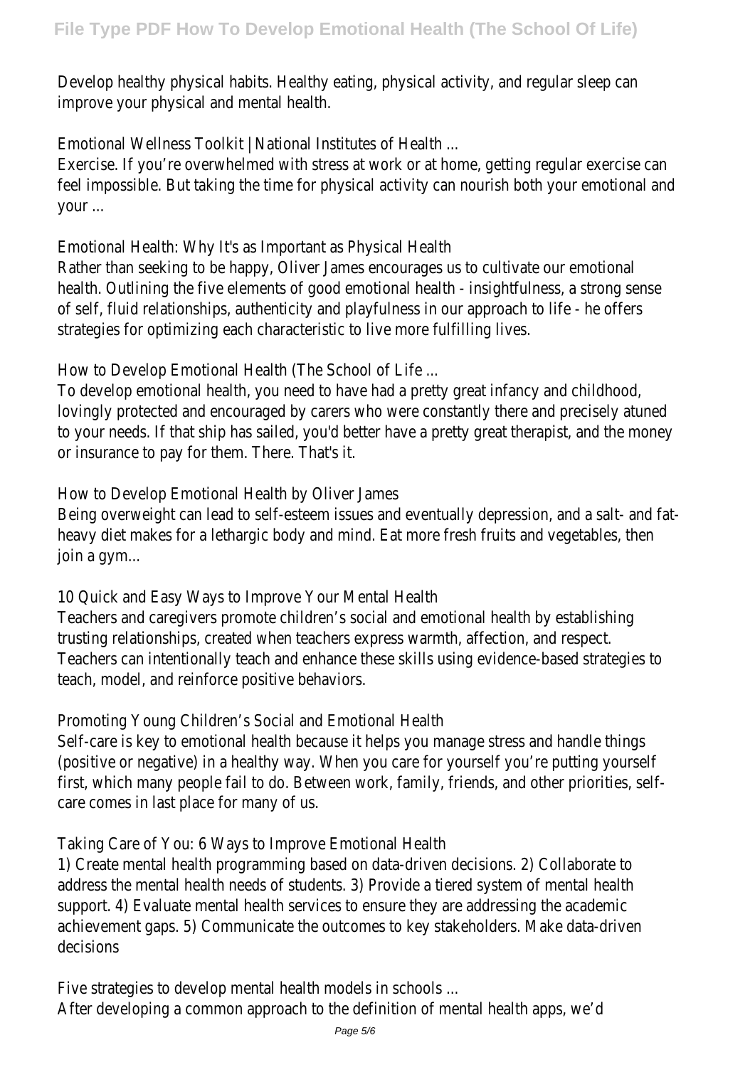Develop healthy physical habits. Healthy eating, physical activity, and regular sleep can improve your physical and mental health.

Emotional Wellness Toolkit | National Institutes of Health ...

Exercise. If you're overwhelmed with stress at work or at home, getting regular exercise can feel impossible. But taking the time for physical activity can nourish both your emotional and your ...

Emotional Health: Why It's as Important as Physical Health

Rather than seeking to be happy, Oliver James encourages us to cultivate our emotional health. Outlining the five elements of good emotional health - insightfulness, a strong sense of self, fluid relationships, authenticity and playfulness in our approach to life - he offers strategies for optimizing each characteristic to live more fulfilling lives.

How to Develop Emotional Health (The School of Life ...

To develop emotional health, you need to have had a pretty great infancy and childhood, lovingly protected and encouraged by carers who were constantly there and precisely atuned to your needs. If that ship has sailed, you'd better have a pretty great therapist, and the money or insurance to pay for them. There. That's it.

How to Develop Emotional Health by Oliver James

Being overweight can lead to self-esteem issues and eventually depression, and a salt- and fat-heavy diet makes for a lethargic body and mind. Eat more fresh fruits and vegetables, then join a gym...

10 Quick and Easy Ways to Improve Your Mental Health

Teachers and caregivers promote children's social and emotional health by establishing trusting relationships, created when teachers express warmth, affection, and respect. Teachers can intentionally teach and enhance these skills using evidence-based strategies to teach, model, and reinforce positive behaviors.

Promoting Young Children's Social and Emotional Health

Self-care is key to emotional health because it helps you manage stress and handle things (positive or negative) in a healthy way. When you care for yourself you're putting yourself first, which many people fail to do. Between work, family, friends, and other priorities, self-care comes in last place for many of us.

Taking Care of You: 6 Ways to Improve Emotional Health

1) Create mental health programming based on data-driven decisions. 2) Collaborate to address the mental health needs of students. 3) Provide a tiered system of mental health support. 4) Evaluate mental health services to ensure they are addressing the academic achievement gaps. 5) Communicate the outcomes to key stakeholders. Make data-driven decisions

Five strategies to develop mental health models in schools ...

After developing a common approach to the definition of mental health apps, we'd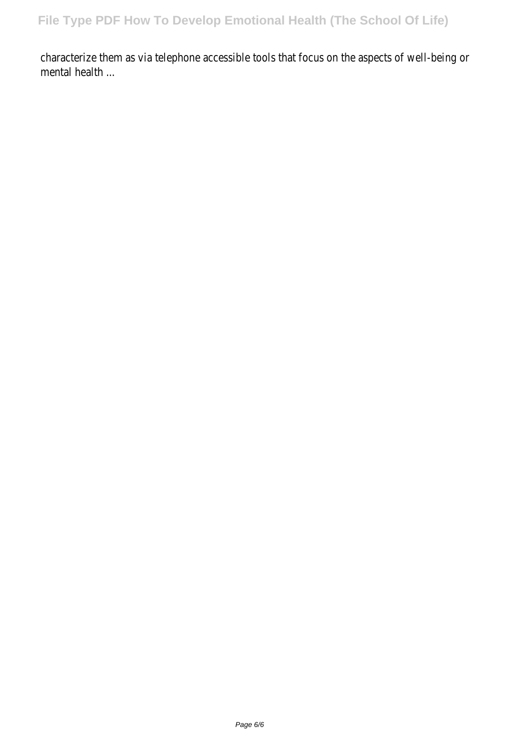characterize them as via telephone accessible tools that focus on the aspects of well-being or mental health ...